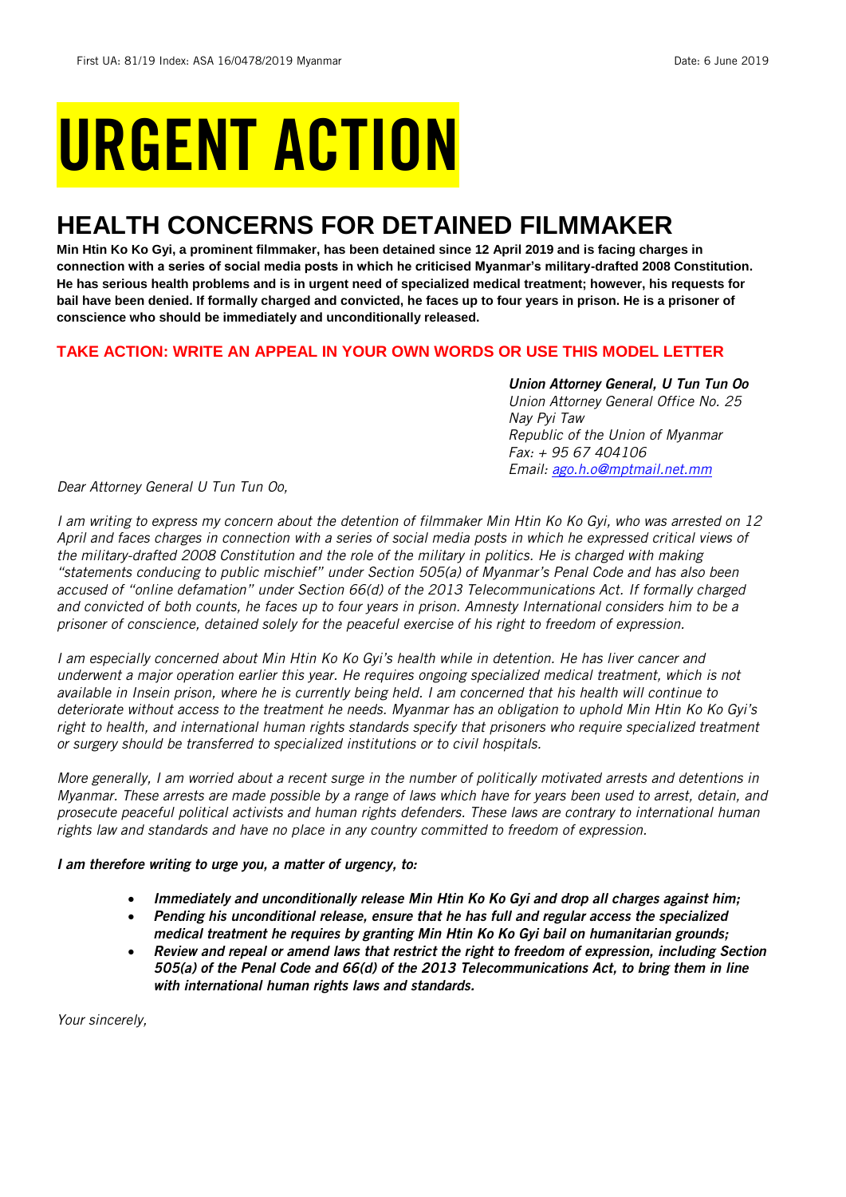First UA: 81/19 Index: ASA 16/0478/2019 Myanmar Date: 6 June 2019

# URGENT ACTION

## HEALTH CONCERNS FOR DETAINED FILMMAKER

**Min Htin Ko Ko Gyi, a prominent filmmaker, has been detained since 12 April 2019 and is facing charges in connection with a series of social media posts in which he criticised Myanmar's military-drafted 2008 Constitution. He has serious health problems and is in urgent need of specialized medical treatment; however, his requests for bail have been denied. If formally charged and convicted, he faces up to four years in prison. He is a prisoner of conscience who should be immediately and unconditionally released.**

### TAKE ACTION: WRITE AN APPEAL IN YOUR OWN WORDS OR USE THIS MODEL LETTER

***Union Attorney General, U Tun Tun Oo***
*Union Attorney General Office No. 25*
*Nay Pyi Taw*
*Republic of the Union of Myanmar*
*Fax: + 95 67 404106*
*Email: ago.h.o@mptmail.net.mm*

*Dear Attorney General U Tun Tun Oo,*

*I am writing to express my concern about the detention of filmmaker Min Htin Ko Ko Gyi, who was arrested on 12 April and faces charges in connection with a series of social media posts in which he expressed critical views of the military-drafted 2008 Constitution and the role of the military in politics. He is charged with making "statements conducing to public mischief" under Section 505(a) of Myanmar's Penal Code and has also been accused of "online defamation" under Section 66(d) of the 2013 Telecommunications Act. If formally charged and convicted of both counts, he faces up to four years in prison. Amnesty International considers him to be a prisoner of conscience, detained solely for the peaceful exercise of his right to freedom of expression.*

*I am especially concerned about Min Htin Ko Ko Gyi's health while in detention. He has liver cancer and underwent a major operation earlier this year. He requires ongoing specialized medical treatment, which is not available in Insein prison, where he is currently being held. I am concerned that his health will continue to deteriorate without access to the treatment he needs. Myanmar has an obligation to uphold Min Htin Ko Ko Gyi's right to health, and international human rights standards specify that prisoners who require specialized treatment or surgery should be transferred to specialized institutions or to civil hospitals.*

*More generally, I am worried about a recent surge in the number of politically motivated arrests and detentions in Myanmar. These arrests are made possible by a range of laws which have for years been used to arrest, detain, and prosecute peaceful political activists and human rights defenders. These laws are contrary to international human rights law and standards and have no place in any country committed to freedom of expression.*

***I am therefore writing to urge you, a matter of urgency, to:***

- ***Immediately and unconditionally release Min Htin Ko Ko Gyi and drop all charges against him;***
- ***Pending his unconditional release, ensure that he has full and regular access the specialized medical treatment he requires by granting Min Htin Ko Ko Gyi bail on humanitarian grounds;***
- ***Review and repeal or amend laws that restrict the right to freedom of expression, including Section 505(a) of the Penal Code and 66(d) of the 2013 Telecommunications Act, to bring them in line with international human rights laws and standards.***

*Your sincerely,*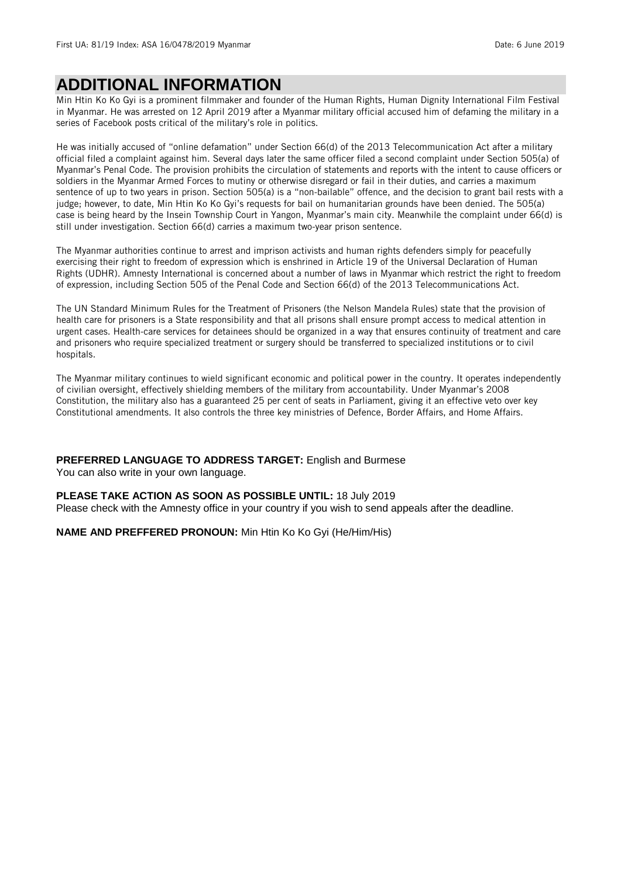# ADDITIONAL INFORMATION

Min Htin Ko Ko Gyi is a prominent filmmaker and founder of the Human Rights, Human Dignity International Film Festival in Myanmar. He was arrested on 12 April 2019 after a Myanmar military official accused him of defaming the military in a series of Facebook posts critical of the military's role in politics.

He was initially accused of "online defamation" under Section 66(d) of the 2013 Telecommunication Act after a military official filed a complaint against him. Several days later the same officer filed a second complaint under Section 505(a) of Myanmar's Penal Code. The provision prohibits the circulation of statements and reports with the intent to cause officers or soldiers in the Myanmar Armed Forces to mutiny or otherwise disregard or fail in their duties, and carries a maximum sentence of up to two years in prison. Section 505(a) is a "non-bailable" offence, and the decision to grant bail rests with a judge; however, to date, Min Htin Ko Ko Gyi's requests for bail on humanitarian grounds have been denied. The 505(a) case is being heard by the Insein Township Court in Yangon, Myanmar's main city. Meanwhile the complaint under 66(d) is still under investigation. Section 66(d) carries a maximum two-year prison sentence.

The Myanmar authorities continue to arrest and imprison activists and human rights defenders simply for peacefully exercising their right to freedom of expression which is enshrined in Article 19 of the Universal Declaration of Human Rights (UDHR). Amnesty International is concerned about a number of laws in Myanmar which restrict the right to freedom of expression, including Section 505 of the Penal Code and Section 66(d) of the 2013 Telecommunications Act.

The UN Standard Minimum Rules for the Treatment of Prisoners (the Nelson Mandela Rules) state that the provision of health care for prisoners is a State responsibility and that all prisons shall ensure prompt access to medical attention in urgent cases. Health-care services for detainees should be organized in a way that ensures continuity of treatment and care and prisoners who require specialized treatment or surgery should be transferred to specialized institutions or to civil hospitals.

The Myanmar military continues to wield significant economic and political power in the country. It operates independently of civilian oversight, effectively shielding members of the military from accountability. Under Myanmar's 2008 Constitution, the military also has a guaranteed 25 per cent of seats in Parliament, giving it an effective veto over key Constitutional amendments. It also controls the three key ministries of Defence, Border Affairs, and Home Affairs.

**PREFERRED LANGUAGE TO ADDRESS TARGET:** English and Burmese
You can also write in your own language.

**PLEASE TAKE ACTION AS SOON AS POSSIBLE UNTIL:** 18 July 2019
Please check with the Amnesty office in your country if you wish to send appeals after the deadline.

**NAME AND PREFFERED PRONOUN:** Min Htin Ko Ko Gyi (He/Him/His)